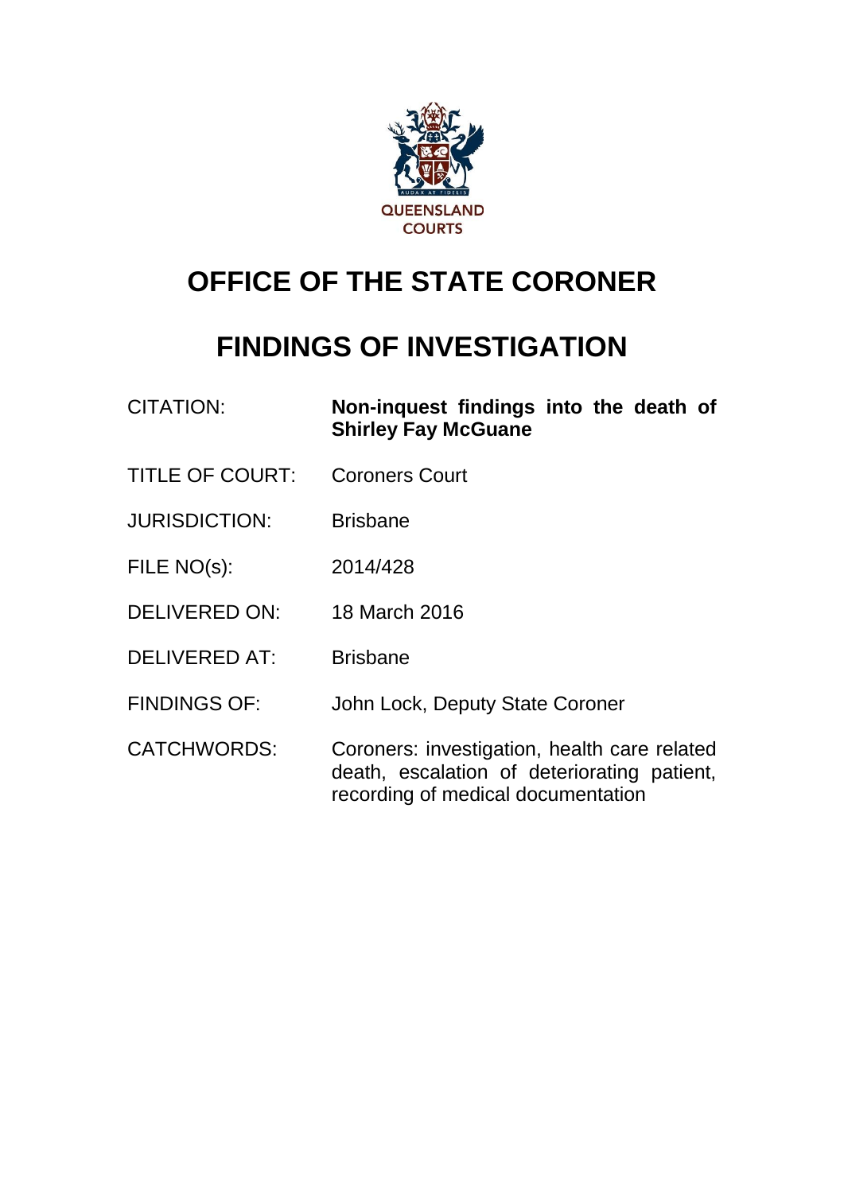QUEENSLAND COURTS

# OFFICE OF THE STATE CORONER

# FINDINGS OF INVESTIGATION

| | |
|---|---|
| CITATION: | **Non-inquest findings into the death of Shirley Fay McGuane** |
| TITLE OF COURT: | Coroners Court |
| JURISDICTION: | Brisbane |
| FILE NO(s): | 2014/428 |
| DELIVERED ON: | 18 March 2016 |
| DELIVERED AT: | Brisbane |
| FINDINGS OF: | John Lock, Deputy State Coroner |
| CATCHWORDS: | Coroners: investigation, health care related death, escalation of deteriorating patient, recording of medical documentation |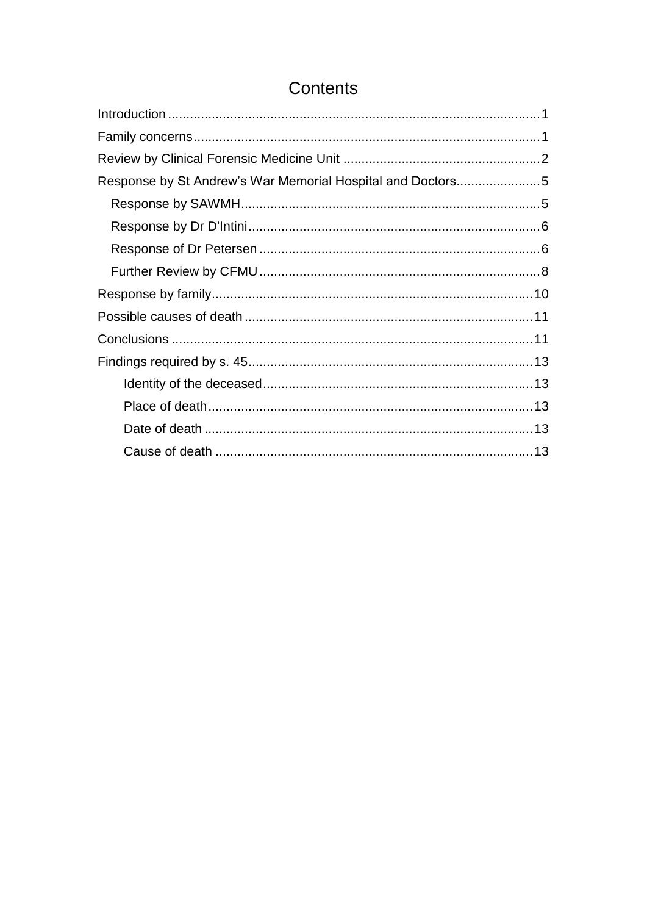# Contents

Introduction ....................................................................................................1

Family concerns .............................................................................................1

Review by Clinical Forensic Medicine Unit .....................................................2

Response by St Andrew's War Memorial Hospital and Doctors .......................5

- Response by SAWMH ................................................................................5
- Response by Dr D'Intini ..............................................................................6
- Response of Dr Petersen ............................................................................6
- Further Review by CFMU ............................................................................8

Response by family .......................................................................................10

Possible causes of death ..............................................................................11

Conclusions ..................................................................................................11

Findings required by s. 45 .............................................................................13

- Identity of the deceased ..........................................................................13
- Place of death ..........................................................................................13
- Date of death ...........................................................................................13
- Cause of death .........................................................................................13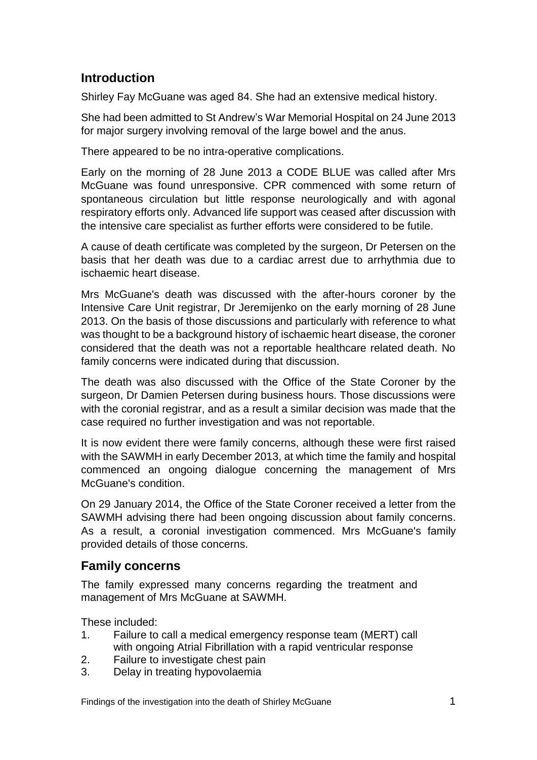## Introduction

Shirley Fay McGuane was aged 84. She had an extensive medical history.

She had been admitted to St Andrew's War Memorial Hospital on 24 June 2013 for major surgery involving removal of the large bowel and the anus.

There appeared to be no intra-operative complications.

Early on the morning of 28 June 2013 a CODE BLUE was called after Mrs McGuane was found unresponsive. CPR commenced with some return of spontaneous circulation but little response neurologically and with agonal respiratory efforts only. Advanced life support was ceased after discussion with the intensive care specialist as further efforts were considered to be futile.

A cause of death certificate was completed by the surgeon, Dr Petersen on the basis that her death was due to a cardiac arrest due to arrhythmia due to ischaemic heart disease.

Mrs McGuane's death was discussed with the after-hours coroner by the Intensive Care Unit registrar, Dr Jeremijenko on the early morning of 28 June 2013. On the basis of those discussions and particularly with reference to what was thought to be a background history of ischaemic heart disease, the coroner considered that the death was not a reportable healthcare related death. No family concerns were indicated during that discussion.

The death was also discussed with the Office of the State Coroner by the surgeon, Dr Damien Petersen during business hours. Those discussions were with the coronial registrar, and as a result a similar decision was made that the case required no further investigation and was not reportable.

It is now evident there were family concerns, although these were first raised with the SAWMH in early December 2013, at which time the family and hospital commenced an ongoing dialogue concerning the management of Mrs McGuane's condition.

On 29 January 2014, the Office of the State Coroner received a letter from the SAWMH advising there had been ongoing discussion about family concerns. As a result, a coronial investigation commenced. Mrs McGuane's family provided details of those concerns.

## Family concerns

The family expressed many concerns regarding the treatment and management of Mrs McGuane at SAWMH.

These included:

1. Failure to call a medical emergency response team (MERT) call with ongoing Atrial Fibrillation with a rapid ventricular response
2. Failure to investigate chest pain
3. Delay in treating hypovolaemia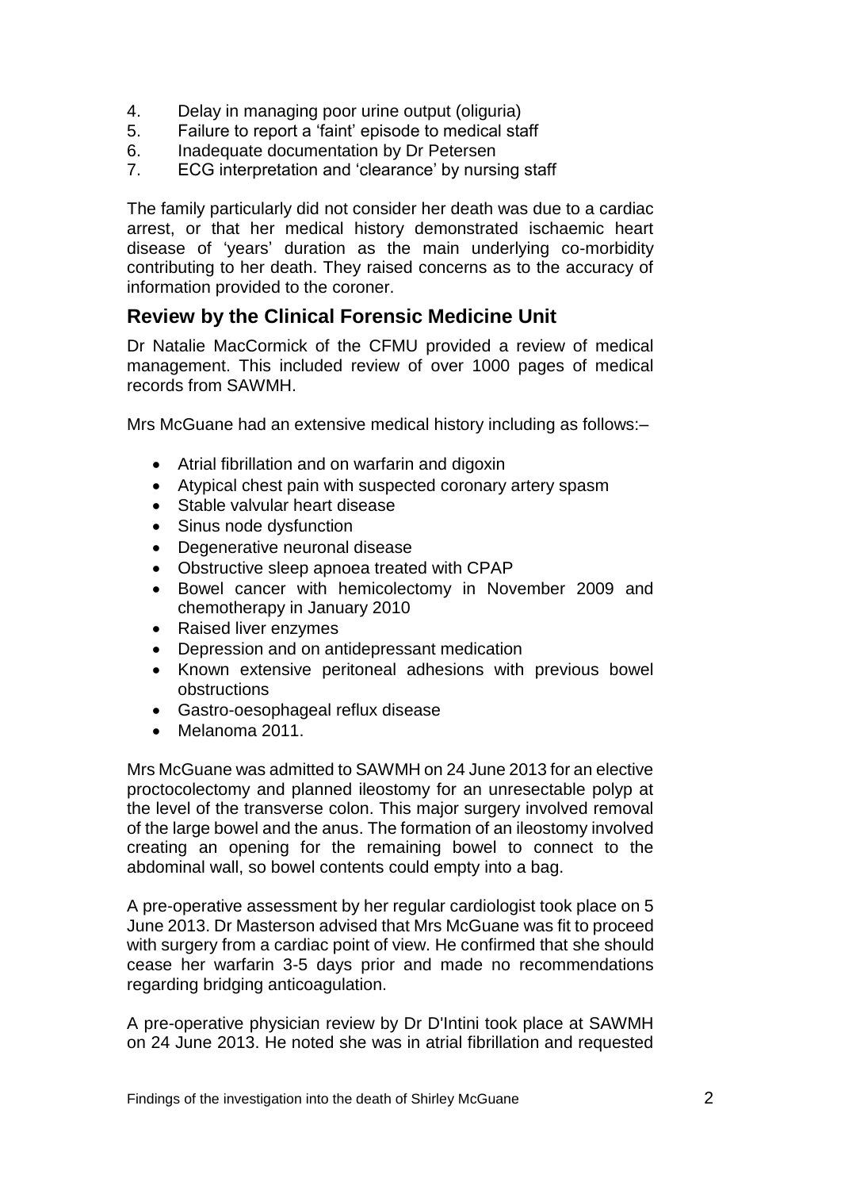4. Delay in managing poor urine output (oliguria)
5. Failure to report a 'faint' episode to medical staff
6. Inadequate documentation by Dr Petersen
7. ECG interpretation and 'clearance' by nursing staff

The family particularly did not consider her death was due to a cardiac arrest, or that her medical history demonstrated ischaemic heart disease of 'years' duration as the main underlying co-morbidity contributing to her death. They raised concerns as to the accuracy of information provided to the coroner.

## Review by the Clinical Forensic Medicine Unit

Dr Natalie MacCormick of the CFMU provided a review of medical management. This included review of over 1000 pages of medical records from SAWMH.

Mrs McGuane had an extensive medical history including as follows:–

- Atrial fibrillation and on warfarin and digoxin
- Atypical chest pain with suspected coronary artery spasm
- Stable valvular heart disease
- Sinus node dysfunction
- Degenerative neuronal disease
- Obstructive sleep apnoea treated with CPAP
- Bowel cancer with hemicolectomy in November 2009 and chemotherapy in January 2010
- Raised liver enzymes
- Depression and on antidepressant medication
- Known extensive peritoneal adhesions with previous bowel obstructions
- Gastro-oesophageal reflux disease
- Melanoma 2011.

Mrs McGuane was admitted to SAWMH on 24 June 2013 for an elective proctocolectomy and planned ileostomy for an unresectable polyp at the level of the transverse colon. This major surgery involved removal of the large bowel and the anus. The formation of an ileostomy involved creating an opening for the remaining bowel to connect to the abdominal wall, so bowel contents could empty into a bag.

A pre-operative assessment by her regular cardiologist took place on 5 June 2013. Dr Masterson advised that Mrs McGuane was fit to proceed with surgery from a cardiac point of view. He confirmed that she should cease her warfarin 3-5 days prior and made no recommendations regarding bridging anticoagulation.

A pre-operative physician review by Dr D'Intini took place at SAWMH on 24 June 2013. He noted she was in atrial fibrillation and requested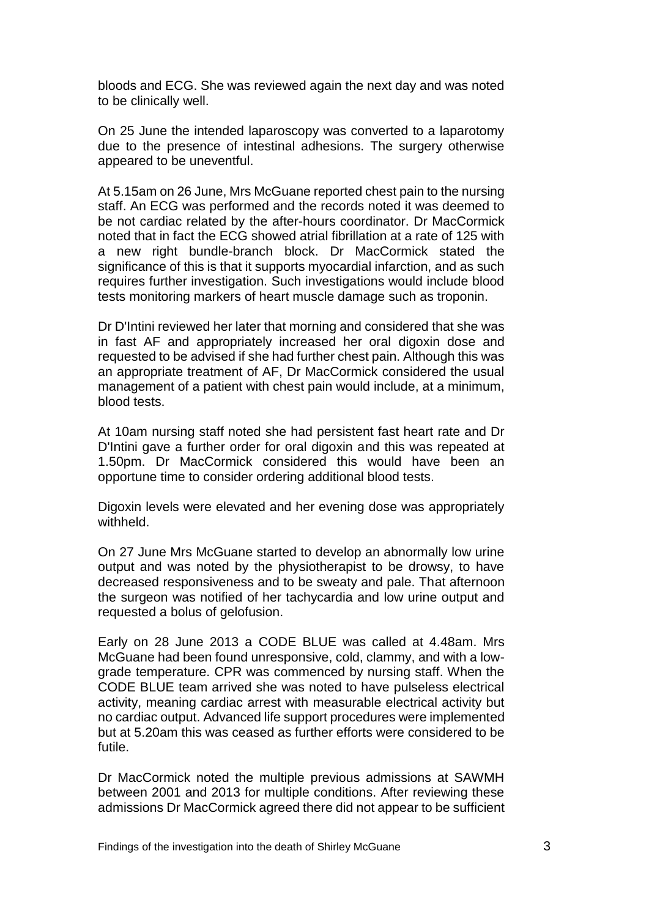bloods and ECG. She was reviewed again the next day and was noted to be clinically well.

On 25 June the intended laparoscopy was converted to a laparotomy due to the presence of intestinal adhesions. The surgery otherwise appeared to be uneventful.

At 5.15am on 26 June, Mrs McGuane reported chest pain to the nursing staff. An ECG was performed and the records noted it was deemed to be not cardiac related by the after-hours coordinator. Dr MacCormick noted that in fact the ECG showed atrial fibrillation at a rate of 125 with a new right bundle-branch block. Dr MacCormick stated the significance of this is that it supports myocardial infarction, and as such requires further investigation. Such investigations would include blood tests monitoring markers of heart muscle damage such as troponin.

Dr D'Intini reviewed her later that morning and considered that she was in fast AF and appropriately increased her oral digoxin dose and requested to be advised if she had further chest pain. Although this was an appropriate treatment of AF, Dr MacCormick considered the usual management of a patient with chest pain would include, at a minimum, blood tests.

At 10am nursing staff noted she had persistent fast heart rate and Dr D'Intini gave a further order for oral digoxin and this was repeated at 1.50pm. Dr MacCormick considered this would have been an opportune time to consider ordering additional blood tests.

Digoxin levels were elevated and her evening dose was appropriately withheld.

On 27 June Mrs McGuane started to develop an abnormally low urine output and was noted by the physiotherapist to be drowsy, to have decreased responsiveness and to be sweaty and pale. That afternoon the surgeon was notified of her tachycardia and low urine output and requested a bolus of gelofusion.

Early on 28 June 2013 a CODE BLUE was called at 4.48am. Mrs McGuane had been found unresponsive, cold, clammy, and with a low-grade temperature. CPR was commenced by nursing staff. When the CODE BLUE team arrived she was noted to have pulseless electrical activity, meaning cardiac arrest with measurable electrical activity but no cardiac output. Advanced life support procedures were implemented but at 5.20am this was ceased as further efforts were considered to be futile.

Dr MacCormick noted the multiple previous admissions at SAWMH between 2001 and 2013 for multiple conditions. After reviewing these admissions Dr MacCormick agreed there did not appear to be sufficient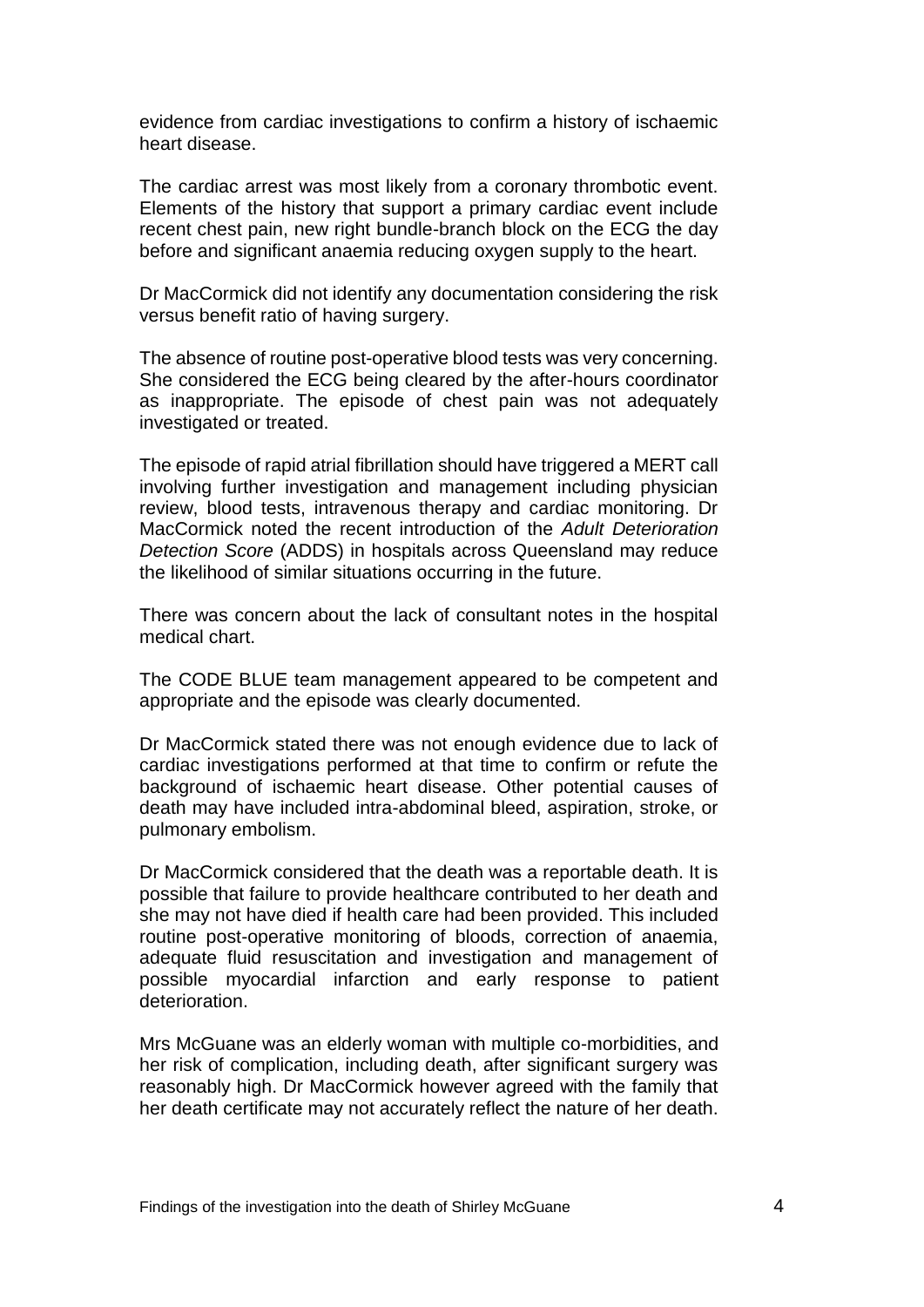evidence from cardiac investigations to confirm a history of ischaemic heart disease.

The cardiac arrest was most likely from a coronary thrombotic event. Elements of the history that support a primary cardiac event include recent chest pain, new right bundle-branch block on the ECG the day before and significant anaemia reducing oxygen supply to the heart.

Dr MacCormick did not identify any documentation considering the risk versus benefit ratio of having surgery.

The absence of routine post-operative blood tests was very concerning. She considered the ECG being cleared by the after-hours coordinator as inappropriate. The episode of chest pain was not adequately investigated or treated.

The episode of rapid atrial fibrillation should have triggered a MERT call involving further investigation and management including physician review, blood tests, intravenous therapy and cardiac monitoring. Dr MacCormick noted the recent introduction of the *Adult Deterioration Detection Score* (ADDS) in hospitals across Queensland may reduce the likelihood of similar situations occurring in the future.

There was concern about the lack of consultant notes in the hospital medical chart.

The CODE BLUE team management appeared to be competent and appropriate and the episode was clearly documented.

Dr MacCormick stated there was not enough evidence due to lack of cardiac investigations performed at that time to confirm or refute the background of ischaemic heart disease. Other potential causes of death may have included intra-abdominal bleed, aspiration, stroke, or pulmonary embolism.

Dr MacCormick considered that the death was a reportable death. It is possible that failure to provide healthcare contributed to her death and she may not have died if health care had been provided. This included routine post-operative monitoring of bloods, correction of anaemia, adequate fluid resuscitation and investigation and management of possible myocardial infarction and early response to patient deterioration.

Mrs McGuane was an elderly woman with multiple co-morbidities, and her risk of complication, including death, after significant surgery was reasonably high. Dr MacCormick however agreed with the family that her death certificate may not accurately reflect the nature of her death.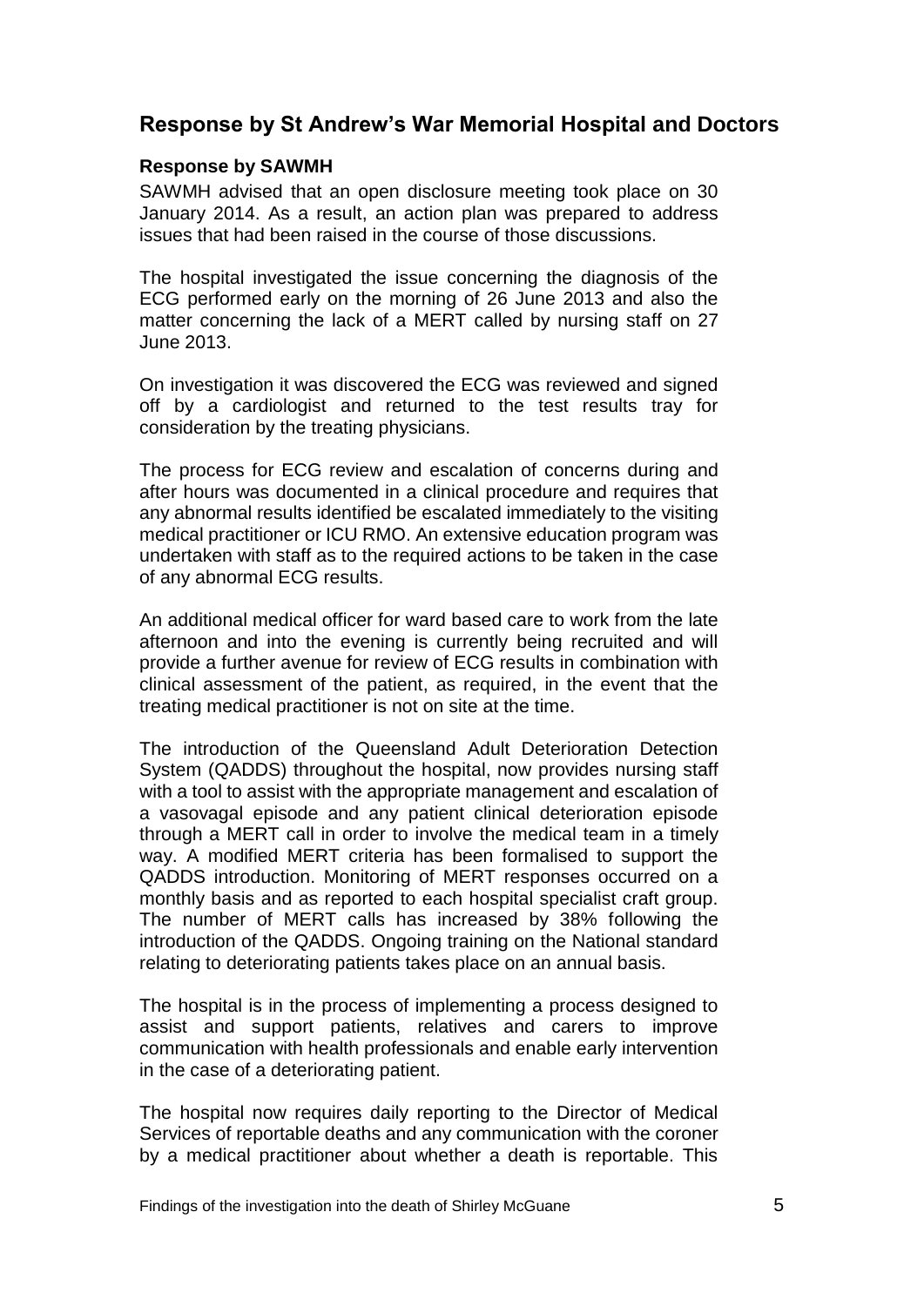## Response by St Andrew's War Memorial Hospital and Doctors

### Response by SAWMH

SAWMH advised that an open disclosure meeting took place on 30 January 2014. As a result, an action plan was prepared to address issues that had been raised in the course of those discussions.

The hospital investigated the issue concerning the diagnosis of the ECG performed early on the morning of 26 June 2013 and also the matter concerning the lack of a MERT called by nursing staff on 27 June 2013.

On investigation it was discovered the ECG was reviewed and signed off by a cardiologist and returned to the test results tray for consideration by the treating physicians.

The process for ECG review and escalation of concerns during and after hours was documented in a clinical procedure and requires that any abnormal results identified be escalated immediately to the visiting medical practitioner or ICU RMO. An extensive education program was undertaken with staff as to the required actions to be taken in the case of any abnormal ECG results.

An additional medical officer for ward based care to work from the late afternoon and into the evening is currently being recruited and will provide a further avenue for review of ECG results in combination with clinical assessment of the patient, as required, in the event that the treating medical practitioner is not on site at the time.

The introduction of the Queensland Adult Deterioration Detection System (QADDS) throughout the hospital, now provides nursing staff with a tool to assist with the appropriate management and escalation of a vasovagal episode and any patient clinical deterioration episode through a MERT call in order to involve the medical team in a timely way. A modified MERT criteria has been formalised to support the QADDS introduction. Monitoring of MERT responses occurred on a monthly basis and as reported to each hospital specialist craft group. The number of MERT calls has increased by 38% following the introduction of the QADDS. Ongoing training on the National standard relating to deteriorating patients takes place on an annual basis.

The hospital is in the process of implementing a process designed to assist and support patients, relatives and carers to improve communication with health professionals and enable early intervention in the case of a deteriorating patient.

The hospital now requires daily reporting to the Director of Medical Services of reportable deaths and any communication with the coroner by a medical practitioner about whether a death is reportable. This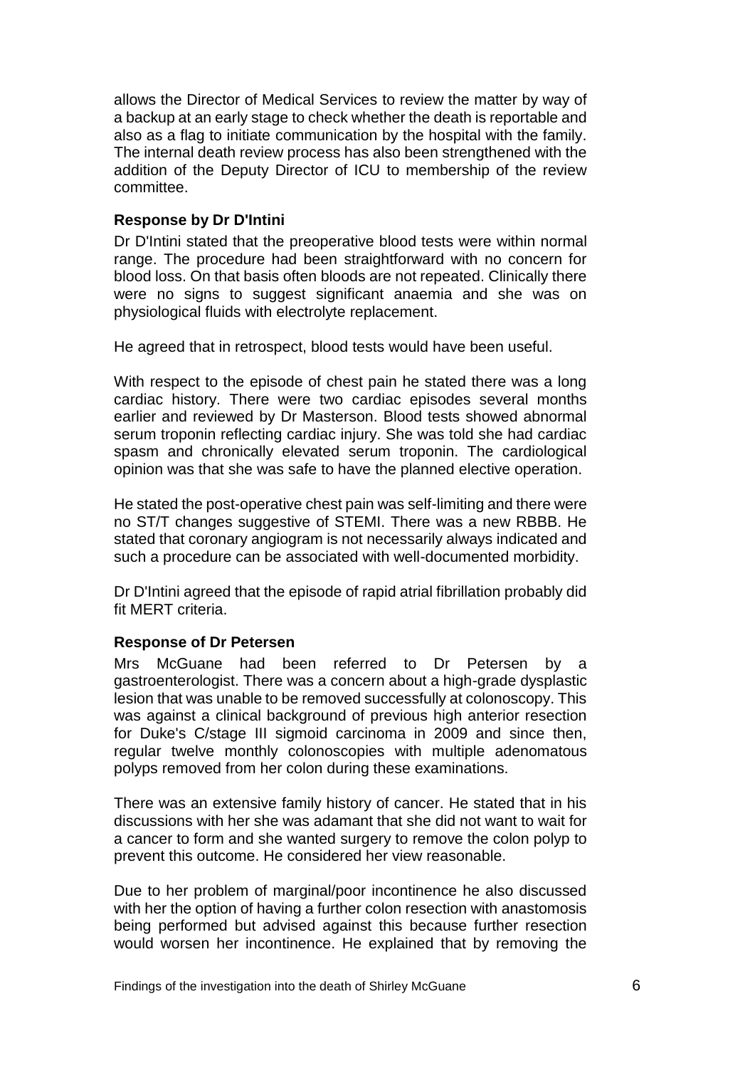allows the Director of Medical Services to review the matter by way of a backup at an early stage to check whether the death is reportable and also as a flag to initiate communication by the hospital with the family. The internal death review process has also been strengthened with the addition of the Deputy Director of ICU to membership of the review committee.

### Response by Dr D'Intini

Dr D'Intini stated that the preoperative blood tests were within normal range. The procedure had been straightforward with no concern for blood loss. On that basis often bloods are not repeated. Clinically there were no signs to suggest significant anaemia and she was on physiological fluids with electrolyte replacement.

He agreed that in retrospect, blood tests would have been useful.

With respect to the episode of chest pain he stated there was a long cardiac history. There were two cardiac episodes several months earlier and reviewed by Dr Masterson. Blood tests showed abnormal serum troponin reflecting cardiac injury. She was told she had cardiac spasm and chronically elevated serum troponin. The cardiological opinion was that she was safe to have the planned elective operation.

He stated the post-operative chest pain was self-limiting and there were no ST/T changes suggestive of STEMI. There was a new RBBB. He stated that coronary angiogram is not necessarily always indicated and such a procedure can be associated with well-documented morbidity.

Dr D'Intini agreed that the episode of rapid atrial fibrillation probably did fit MERT criteria.

### Response of Dr Petersen

Mrs McGuane had been referred to Dr Petersen by a gastroenterologist. There was a concern about a high-grade dysplastic lesion that was unable to be removed successfully at colonoscopy. This was against a clinical background of previous high anterior resection for Duke's C/stage III sigmoid carcinoma in 2009 and since then, regular twelve monthly colonoscopies with multiple adenomatous polyps removed from her colon during these examinations.

There was an extensive family history of cancer. He stated that in his discussions with her she was adamant that she did not want to wait for a cancer to form and she wanted surgery to remove the colon polyp to prevent this outcome. He considered her view reasonable.

Due to her problem of marginal/poor incontinence he also discussed with her the option of having a further colon resection with anastomosis being performed but advised against this because further resection would worsen her incontinence. He explained that by removing the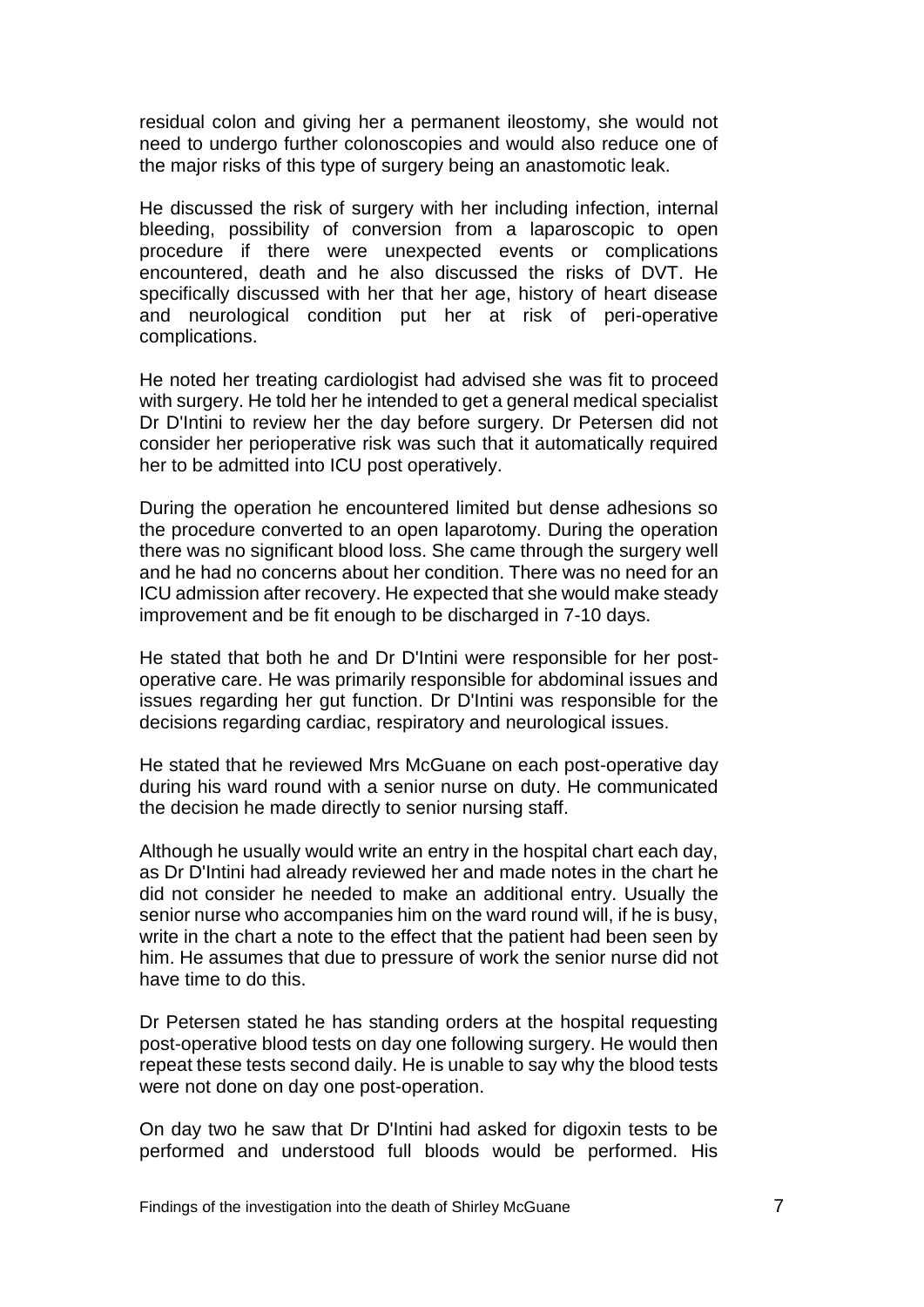residual colon and giving her a permanent ileostomy, she would not need to undergo further colonoscopies and would also reduce one of the major risks of this type of surgery being an anastomotic leak.

He discussed the risk of surgery with her including infection, internal bleeding, possibility of conversion from a laparoscopic to open procedure if there were unexpected events or complications encountered, death and he also discussed the risks of DVT. He specifically discussed with her that her age, history of heart disease and neurological condition put her at risk of peri-operative complications.

He noted her treating cardiologist had advised she was fit to proceed with surgery. He told her he intended to get a general medical specialist Dr D'Intini to review her the day before surgery. Dr Petersen did not consider her perioperative risk was such that it automatically required her to be admitted into ICU post operatively.

During the operation he encountered limited but dense adhesions so the procedure converted to an open laparotomy. During the operation there was no significant blood loss. She came through the surgery well and he had no concerns about her condition. There was no need for an ICU admission after recovery. He expected that she would make steady improvement and be fit enough to be discharged in 7-10 days.

He stated that both he and Dr D'Intini were responsible for her post-operative care. He was primarily responsible for abdominal issues and issues regarding her gut function. Dr D'Intini was responsible for the decisions regarding cardiac, respiratory and neurological issues.

He stated that he reviewed Mrs McGuane on each post-operative day during his ward round with a senior nurse on duty. He communicated the decision he made directly to senior nursing staff.

Although he usually would write an entry in the hospital chart each day, as Dr D'Intini had already reviewed her and made notes in the chart he did not consider he needed to make an additional entry. Usually the senior nurse who accompanies him on the ward round will, if he is busy, write in the chart a note to the effect that the patient had been seen by him. He assumes that due to pressure of work the senior nurse did not have time to do this.

Dr Petersen stated he has standing orders at the hospital requesting post-operative blood tests on day one following surgery. He would then repeat these tests second daily. He is unable to say why the blood tests were not done on day one post-operation.

On day two he saw that Dr D'Intini had asked for digoxin tests to be performed and understood full bloods would be performed. His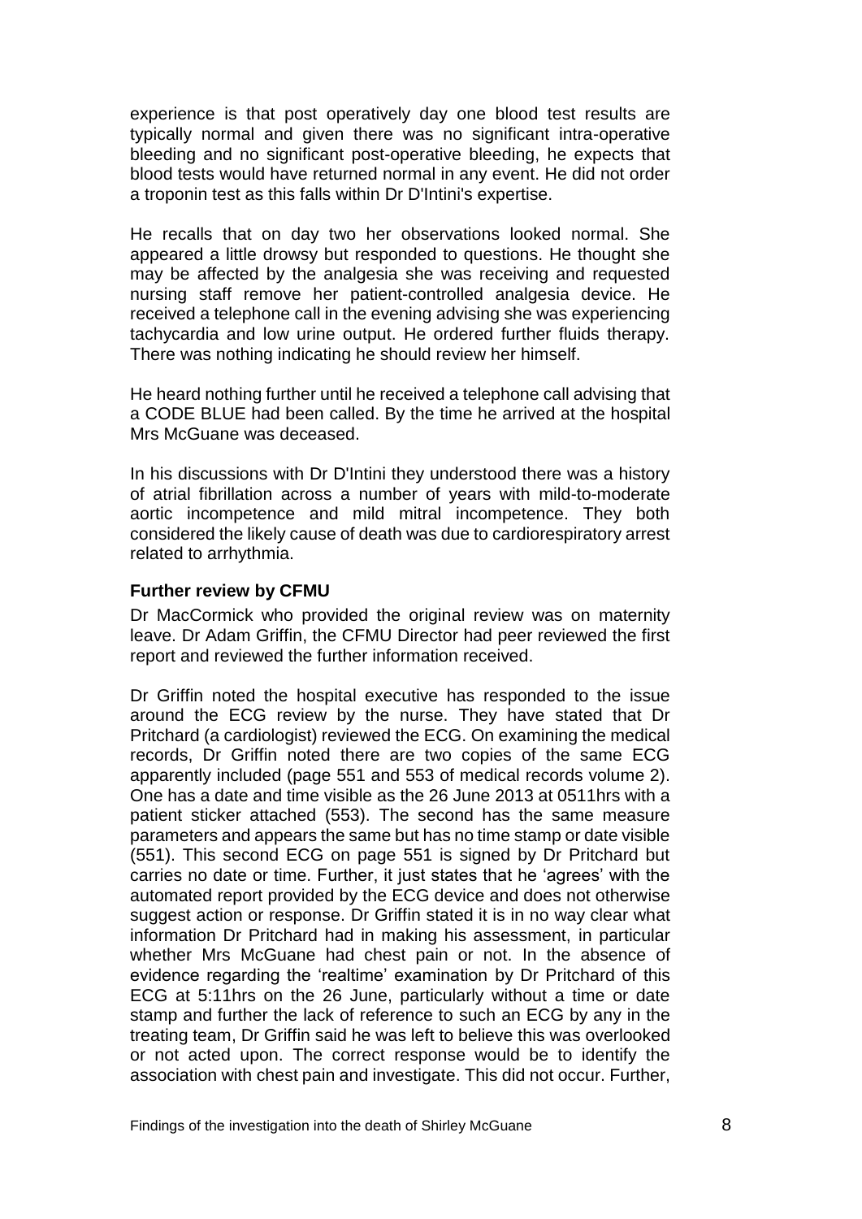experience is that post operatively day one blood test results are typically normal and given there was no significant intra-operative bleeding and no significant post-operative bleeding, he expects that blood tests would have returned normal in any event. He did not order a troponin test as this falls within Dr D'Intini's expertise.

He recalls that on day two her observations looked normal. She appeared a little drowsy but responded to questions. He thought she may be affected by the analgesia she was receiving and requested nursing staff remove her patient-controlled analgesia device. He received a telephone call in the evening advising she was experiencing tachycardia and low urine output. He ordered further fluids therapy. There was nothing indicating he should review her himself.

He heard nothing further until he received a telephone call advising that a CODE BLUE had been called. By the time he arrived at the hospital Mrs McGuane was deceased.

In his discussions with Dr D'Intini they understood there was a history of atrial fibrillation across a number of years with mild-to-moderate aortic incompetence and mild mitral incompetence. They both considered the likely cause of death was due to cardiorespiratory arrest related to arrhythmia.

**Further review by CFMU**

Dr MacCormick who provided the original review was on maternity leave. Dr Adam Griffin, the CFMU Director had peer reviewed the first report and reviewed the further information received.

Dr Griffin noted the hospital executive has responded to the issue around the ECG review by the nurse. They have stated that Dr Pritchard (a cardiologist) reviewed the ECG. On examining the medical records, Dr Griffin noted there are two copies of the same ECG apparently included (page 551 and 553 of medical records volume 2). One has a date and time visible as the 26 June 2013 at 0511hrs with a patient sticker attached (553). The second has the same measure parameters and appears the same but has no time stamp or date visible (551). This second ECG on page 551 is signed by Dr Pritchard but carries no date or time. Further, it just states that he 'agrees' with the automated report provided by the ECG device and does not otherwise suggest action or response. Dr Griffin stated it is in no way clear what information Dr Pritchard had in making his assessment, in particular whether Mrs McGuane had chest pain or not. In the absence of evidence regarding the 'realtime' examination by Dr Pritchard of this ECG at 5:11hrs on the 26 June, particularly without a time or date stamp and further the lack of reference to such an ECG by any in the treating team, Dr Griffin said he was left to believe this was overlooked or not acted upon. The correct response would be to identify the association with chest pain and investigate. This did not occur. Further,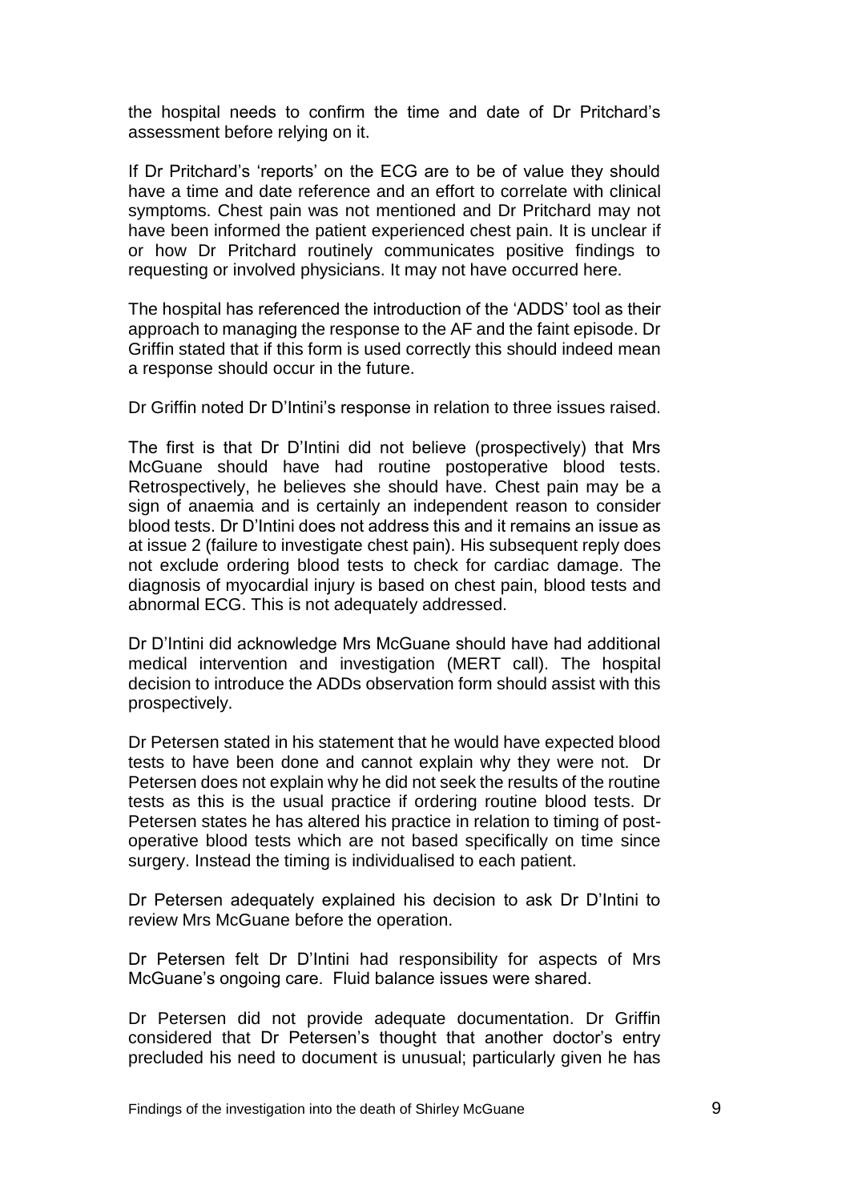the hospital needs to confirm the time and date of Dr Pritchard's assessment before relying on it.

If Dr Pritchard's 'reports' on the ECG are to be of value they should have a time and date reference and an effort to correlate with clinical symptoms. Chest pain was not mentioned and Dr Pritchard may not have been informed the patient experienced chest pain. It is unclear if or how Dr Pritchard routinely communicates positive findings to requesting or involved physicians. It may not have occurred here.

The hospital has referenced the introduction of the 'ADDS' tool as their approach to managing the response to the AF and the faint episode. Dr Griffin stated that if this form is used correctly this should indeed mean a response should occur in the future.

Dr Griffin noted Dr D'Intini's response in relation to three issues raised.

The first is that Dr D'Intini did not believe (prospectively) that Mrs McGuane should have had routine postoperative blood tests. Retrospectively, he believes she should have. Chest pain may be a sign of anaemia and is certainly an independent reason to consider blood tests. Dr D'Intini does not address this and it remains an issue as at issue 2 (failure to investigate chest pain). His subsequent reply does not exclude ordering blood tests to check for cardiac damage. The diagnosis of myocardial injury is based on chest pain, blood tests and abnormal ECG. This is not adequately addressed.

Dr D'Intini did acknowledge Mrs McGuane should have had additional medical intervention and investigation (MERT call). The hospital decision to introduce the ADDs observation form should assist with this prospectively.

Dr Petersen stated in his statement that he would have expected blood tests to have been done and cannot explain why they were not. Dr Petersen does not explain why he did not seek the results of the routine tests as this is the usual practice if ordering routine blood tests. Dr Petersen states he has altered his practice in relation to timing of post-operative blood tests which are not based specifically on time since surgery. Instead the timing is individualised to each patient.

Dr Petersen adequately explained his decision to ask Dr D'Intini to review Mrs McGuane before the operation.

Dr Petersen felt Dr D'Intini had responsibility for aspects of Mrs McGuane's ongoing care. Fluid balance issues were shared.

Dr Petersen did not provide adequate documentation. Dr Griffin considered that Dr Petersen's thought that another doctor's entry precluded his need to document is unusual; particularly given he has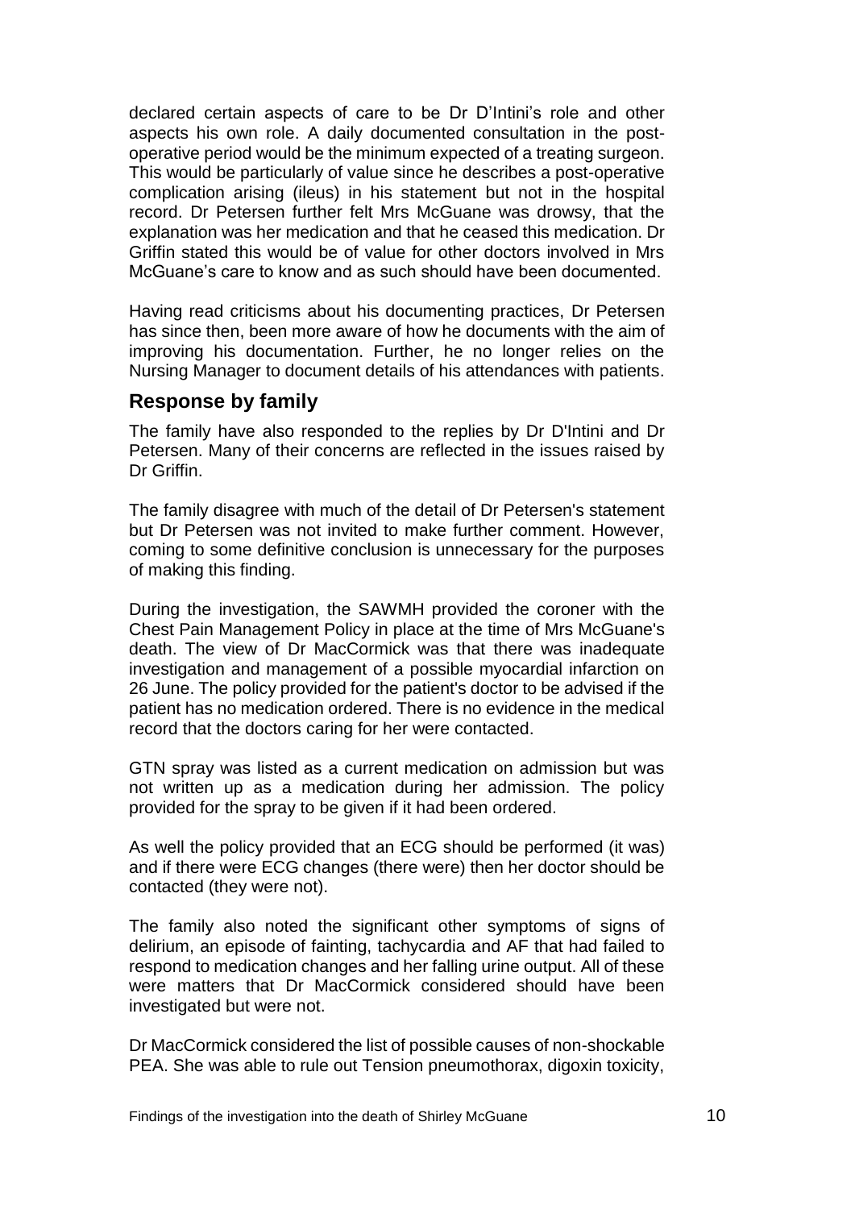declared certain aspects of care to be Dr D'Intini's role and other aspects his own role. A daily documented consultation in the post-operative period would be the minimum expected of a treating surgeon. This would be particularly of value since he describes a post-operative complication arising (ileus) in his statement but not in the hospital record. Dr Petersen further felt Mrs McGuane was drowsy, that the explanation was her medication and that he ceased this medication. Dr Griffin stated this would be of value for other doctors involved in Mrs McGuane's care to know and as such should have been documented.

Having read criticisms about his documenting practices, Dr Petersen has since then, been more aware of how he documents with the aim of improving his documentation. Further, he no longer relies on the Nursing Manager to document details of his attendances with patients.

## Response by family

The family have also responded to the replies by Dr D'Intini and Dr Petersen. Many of their concerns are reflected in the issues raised by Dr Griffin.

The family disagree with much of the detail of Dr Petersen's statement but Dr Petersen was not invited to make further comment. However, coming to some definitive conclusion is unnecessary for the purposes of making this finding.

During the investigation, the SAWMH provided the coroner with the Chest Pain Management Policy in place at the time of Mrs McGuane's death. The view of Dr MacCormick was that there was inadequate investigation and management of a possible myocardial infarction on 26 June. The policy provided for the patient's doctor to be advised if the patient has no medication ordered. There is no evidence in the medical record that the doctors caring for her were contacted.

GTN spray was listed as a current medication on admission but was not written up as a medication during her admission. The policy provided for the spray to be given if it had been ordered.

As well the policy provided that an ECG should be performed (it was) and if there were ECG changes (there were) then her doctor should be contacted (they were not).

The family also noted the significant other symptoms of signs of delirium, an episode of fainting, tachycardia and AF that had failed to respond to medication changes and her falling urine output. All of these were matters that Dr MacCormick considered should have been investigated but were not.

Dr MacCormick considered the list of possible causes of non-shockable PEA. She was able to rule out Tension pneumothorax, digoxin toxicity,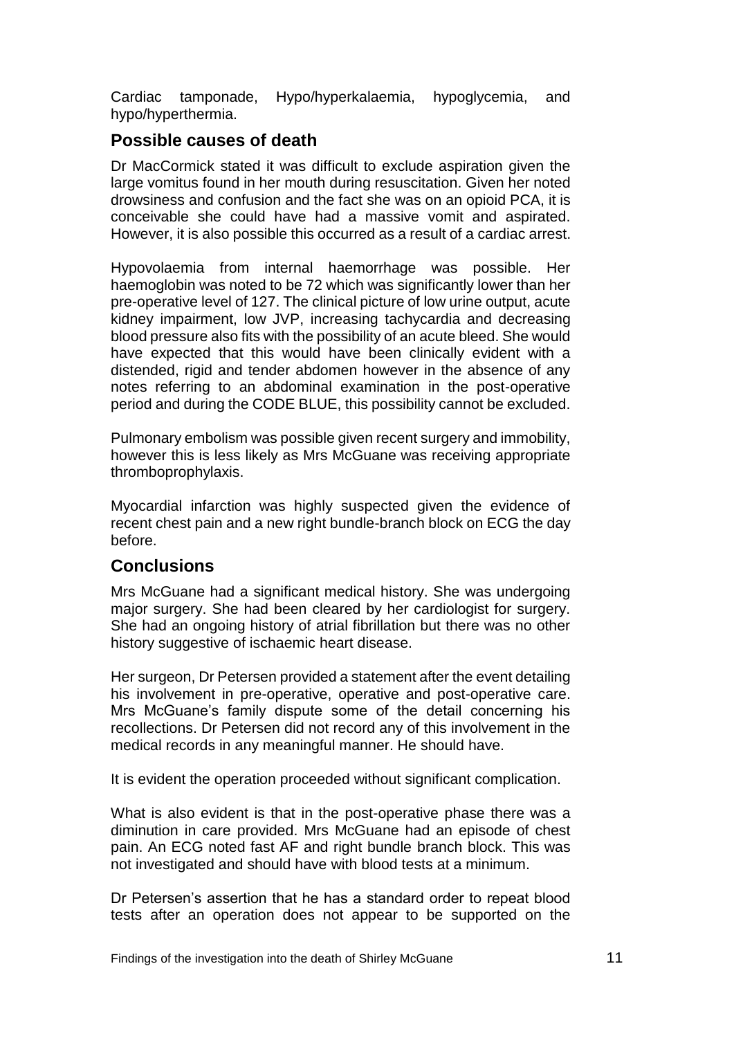Cardiac tamponade, Hypo/hyperkalaemia, hypoglycemia, and hypo/hyperthermia.

## Possible causes of death

Dr MacCormick stated it was difficult to exclude aspiration given the large vomitus found in her mouth during resuscitation. Given her noted drowsiness and confusion and the fact she was on an opioid PCA, it is conceivable she could have had a massive vomit and aspirated. However, it is also possible this occurred as a result of a cardiac arrest.

Hypovolaemia from internal haemorrhage was possible. Her haemoglobin was noted to be 72 which was significantly lower than her pre-operative level of 127. The clinical picture of low urine output, acute kidney impairment, low JVP, increasing tachycardia and decreasing blood pressure also fits with the possibility of an acute bleed. She would have expected that this would have been clinically evident with a distended, rigid and tender abdomen however in the absence of any notes referring to an abdominal examination in the post-operative period and during the CODE BLUE, this possibility cannot be excluded.

Pulmonary embolism was possible given recent surgery and immobility, however this is less likely as Mrs McGuane was receiving appropriate thromboprophylaxis.

Myocardial infarction was highly suspected given the evidence of recent chest pain and a new right bundle-branch block on ECG the day before.

## Conclusions

Mrs McGuane had a significant medical history. She was undergoing major surgery. She had been cleared by her cardiologist for surgery. She had an ongoing history of atrial fibrillation but there was no other history suggestive of ischaemic heart disease.

Her surgeon, Dr Petersen provided a statement after the event detailing his involvement in pre-operative, operative and post-operative care. Mrs McGuane's family dispute some of the detail concerning his recollections. Dr Petersen did not record any of this involvement in the medical records in any meaningful manner. He should have.

It is evident the operation proceeded without significant complication.

What is also evident is that in the post-operative phase there was a diminution in care provided. Mrs McGuane had an episode of chest pain. An ECG noted fast AF and right bundle branch block. This was not investigated and should have with blood tests at a minimum.

Dr Petersen's assertion that he has a standard order to repeat blood tests after an operation does not appear to be supported on the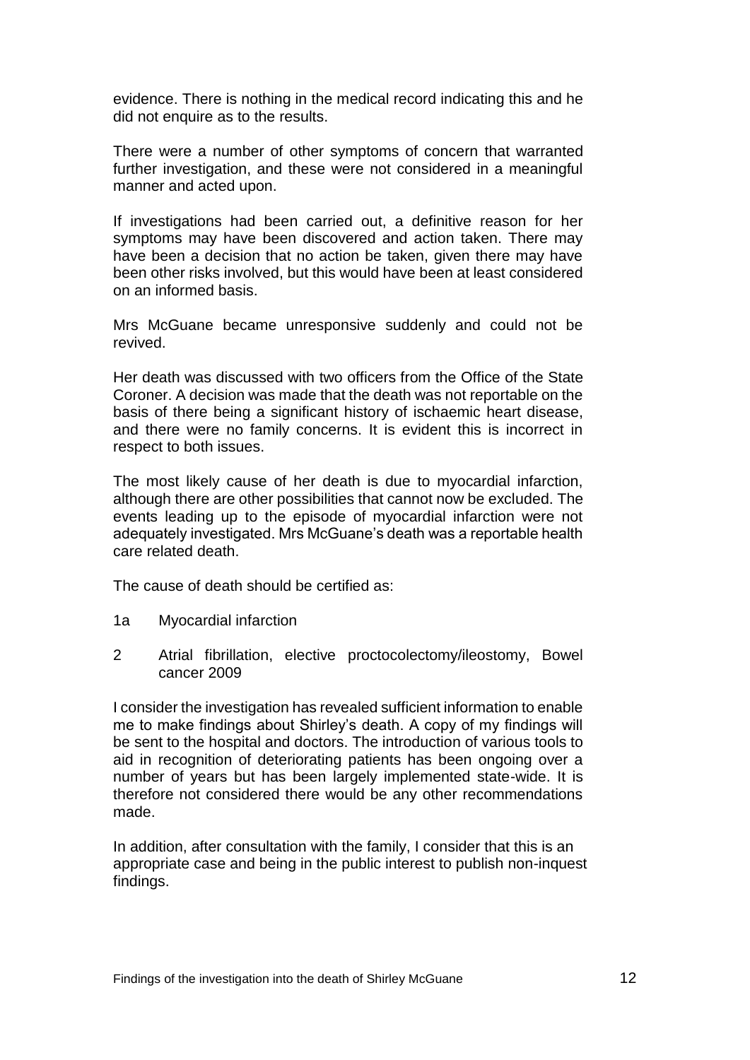evidence. There is nothing in the medical record indicating this and he did not enquire as to the results.

There were a number of other symptoms of concern that warranted further investigation, and these were not considered in a meaningful manner and acted upon.

If investigations had been carried out, a definitive reason for her symptoms may have been discovered and action taken. There may have been a decision that no action be taken, given there may have been other risks involved, but this would have been at least considered on an informed basis.

Mrs McGuane became unresponsive suddenly and could not be revived.

Her death was discussed with two officers from the Office of the State Coroner. A decision was made that the death was not reportable on the basis of there being a significant history of ischaemic heart disease, and there were no family concerns. It is evident this is incorrect in respect to both issues.

The most likely cause of her death is due to myocardial infarction, although there are other possibilities that cannot now be excluded. The events leading up to the episode of myocardial infarction were not adequately investigated. Mrs McGuane's death was a reportable health care related death.

The cause of death should be certified as:

1a Myocardial infarction

2 Atrial fibrillation, elective proctocolectomy/ileostomy, Bowel cancer 2009

I consider the investigation has revealed sufficient information to enable me to make findings about Shirley's death. A copy of my findings will be sent to the hospital and doctors. The introduction of various tools to aid in recognition of deteriorating patients has been ongoing over a number of years but has been largely implemented state-wide. It is therefore not considered there would be any other recommendations made.

In addition, after consultation with the family, I consider that this is an appropriate case and being in the public interest to publish non-inquest findings.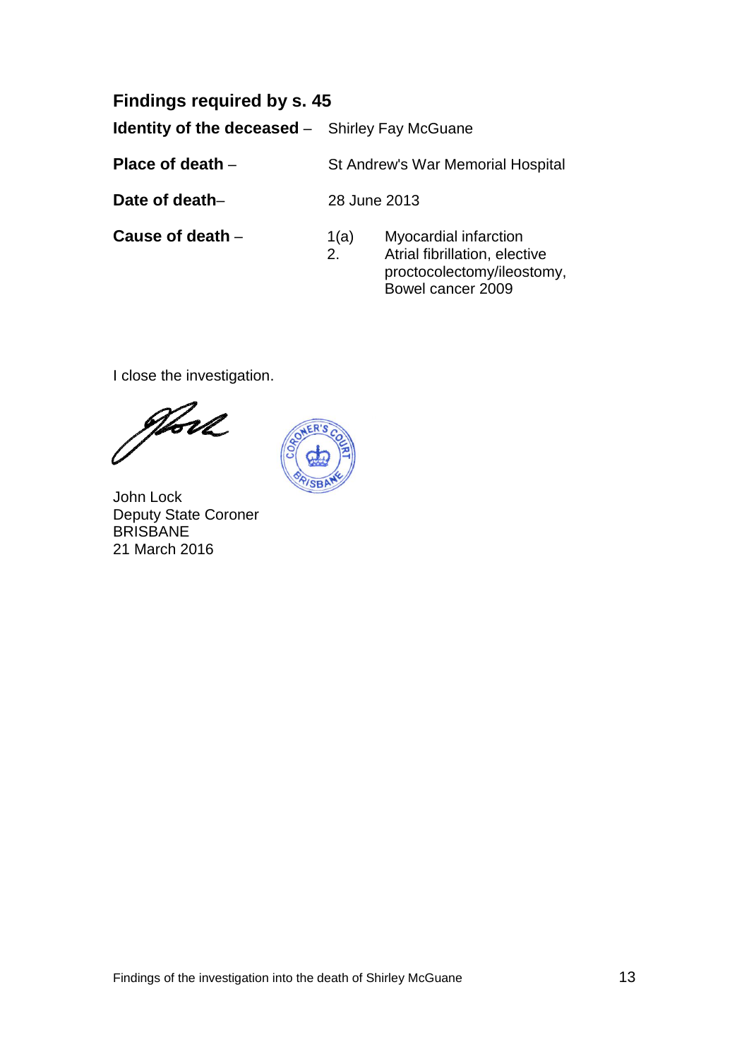## Findings required by s. 45

| | |
|---|---|
| **Identity of the deceased** – | Shirley Fay McGuane |
| **Place of death** – | St Andrew's War Memorial Hospital |
| **Date of death**– | 28 June 2013 |
| **Cause of death** – | 1(a) Myocardial infarction<br>2. Atrial fibrillation, elective proctocolectomy/ileostomy, Bowel cancer 2009 |

I close the investigation.

John Lock
Deputy State Coroner
BRISBANE
21 March 2016